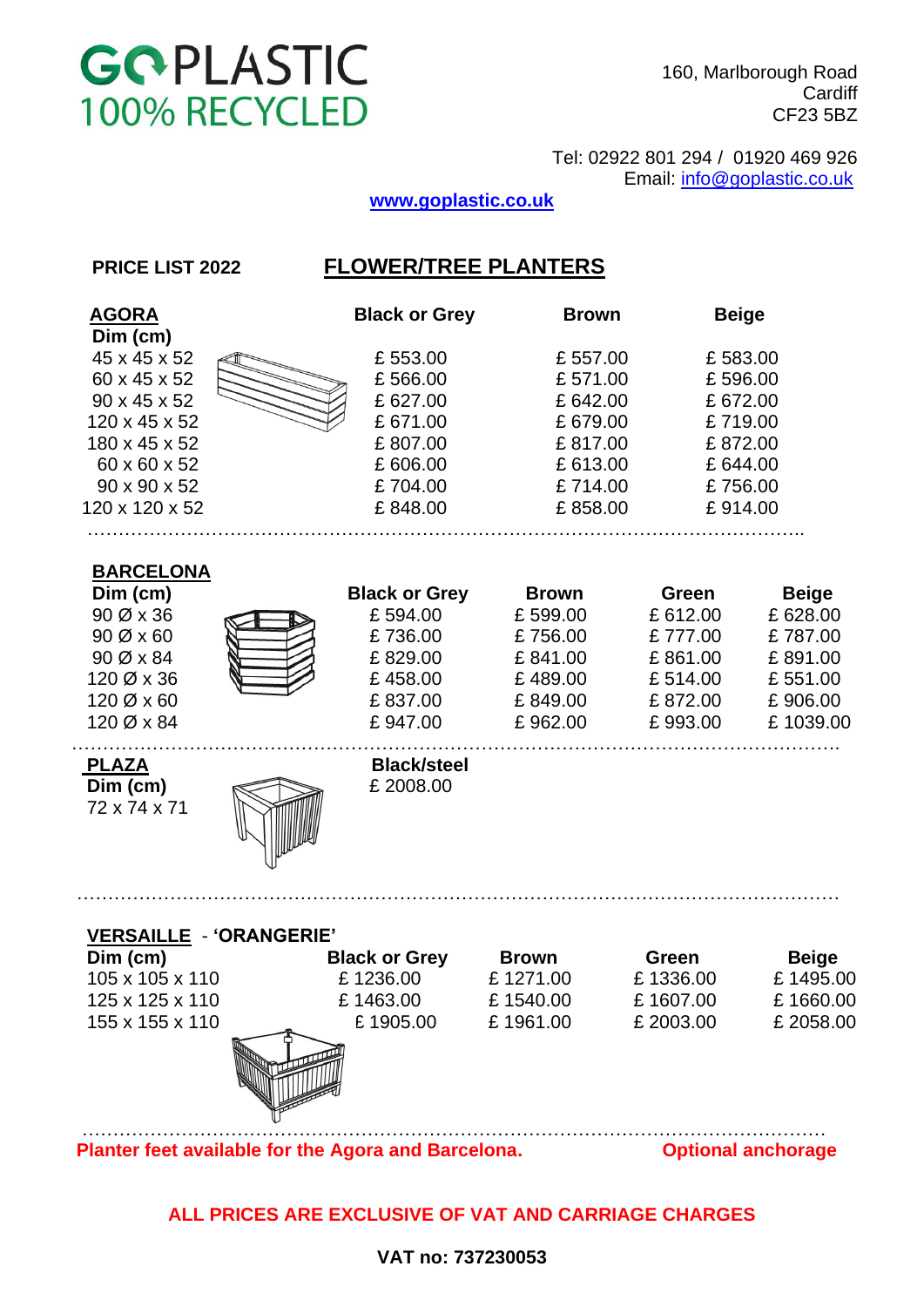# GOPLASTIC 100% RECYCLED

160, Marlborough Road
Cardiff
CF23 5BZ

Tel: 02922 801 294 / 01920 469 926
Email: info@goplastic.co.uk

**www.goplastic.co.uk**

**PRICE LIST 2022** **FLOWER/TREE PLANTERS**

## AGORA

| Dim (cm) | Black or Grey | Brown | Beige |
|---|---|---|---|
| 45 x 45 x 52 | £ 553.00 | £ 557.00 | £ 583.00 |
| 60 x 45 x 52 | £ 566.00 | £ 571.00 | £ 596.00 |
| 90 x 45 x 52 | £ 627.00 | £ 642.00 | £ 672.00 |
| 120 x 45 x 52 | £ 671.00 | £ 679.00 | £ 719.00 |
| 180 x 45 x 52 | £ 807.00 | £ 817.00 | £ 872.00 |
| 60 x 60 x 52 | £ 606.00 | £ 613.00 | £ 644.00 |
| 90 x 90 x 52 | £ 704.00 | £ 714.00 | £ 756.00 |
| 120 x 120 x 52 | £ 848.00 | £ 858.00 | £ 914.00 |

## BARCELONA

| Dim (cm) | Black or Grey | Brown | Green | Beige |
|---|---|---|---|---|
| 90 Ø x 36 | £ 594.00 | £ 599.00 | £ 612.00 | £ 628.00 |
| 90 Ø x 60 | £ 736.00 | £ 756.00 | £ 777.00 | £ 787.00 |
| 90 Ø x 84 | £ 829.00 | £ 841.00 | £ 861.00 | £ 891.00 |
| 120 Ø x 36 | £ 458.00 | £ 489.00 | £ 514.00 | £ 551.00 |
| 120 Ø x 60 | £ 837.00 | £ 849.00 | £ 872.00 | £ 906.00 |
| 120 Ø x 84 | £ 947.00 | £ 962.00 | £ 993.00 | £ 1039.00 |

## PLAZA

| Dim (cm) | Black/steel |
|---|---|
| 72 x 74 x 71 | £ 2008.00 |

## VERSAILLE - 'ORANGERIE'

| Dim (cm) | Black or Grey | Brown | Green | Beige |
|---|---|---|---|---|
| 105 x 105 x 110 | £ 1236.00 | £ 1271.00 | £ 1336.00 | £ 1495.00 |
| 125 x 125 x 110 | £ 1463.00 | £ 1540.00 | £ 1607.00 | £ 1660.00 |
| 155 x 155 x 110 | £ 1905.00 | £ 1961.00 | £ 2003.00 | £ 2058.00 |

**Planter feet available for the Agora and Barcelona.** **Optional anchorage**

**ALL PRICES ARE EXCLUSIVE OF VAT AND CARRIAGE CHARGES**

**VAT no: 737230053**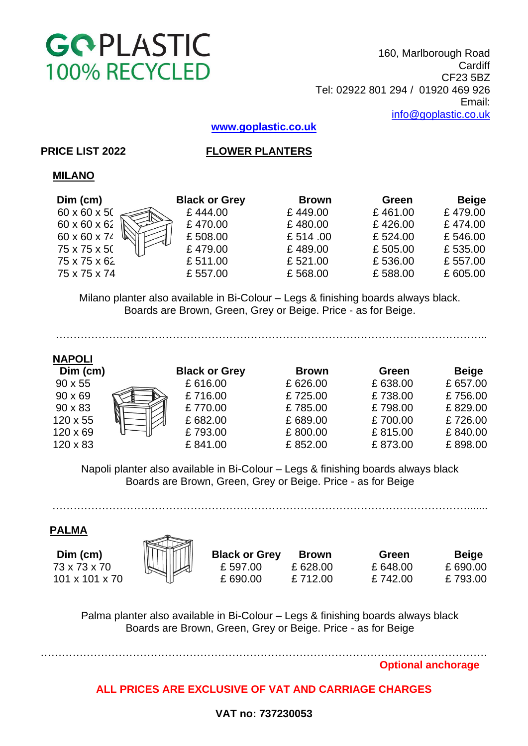# GOPLASTIC 100% RECYCLED

160, Marlborough Road
Cardiff
CF23 5BZ
Tel: 02922 801 294 / 01920 469 926
Email:
info@goplastic.co.uk

**www.goplastic.co.uk**

**PRICE LIST 2022** **FLOWER PLANTERS**

## MILANO

| Dim (cm) | Black or Grey | Brown | Green | Beige |
|---|---|---|---|---|
| 60 x 60 x 50 | £ 444.00 | £ 449.00 | £ 461.00 | £ 479.00 |
| 60 x 60 x 62 | £ 470.00 | £ 480.00 | £ 426.00 | £ 474.00 |
| 60 x 60 x 74 | £ 508.00 | £ 514 .00 | £ 524.00 | £ 546.00 |
| 75 x 75 x 50 | £ 479.00 | £ 489.00 | £ 505.00 | £ 535.00 |
| 75 x 75 x 62 | £ 511.00 | £ 521.00 | £ 536.00 | £ 557.00 |
| 75 x 75 x 74 | £ 557.00 | £ 568.00 | £ 588.00 | £ 605.00 |

Milano planter also available in Bi-Colour – Legs & finishing boards always black. Boards are Brown, Green, Grey or Beige. Price - as for Beige.

## NAPOLI

| Dim (cm) | Black or Grey | Brown | Green | Beige |
|---|---|---|---|---|
| 90 x 55 | £ 616.00 | £ 626.00 | £ 638.00 | £ 657.00 |
| 90 x 69 | £ 716.00 | £ 725.00 | £ 738.00 | £ 756.00 |
| 90 x 83 | £ 770.00 | £ 785.00 | £ 798.00 | £ 829.00 |
| 120 x 55 | £ 682.00 | £ 689.00 | £ 700.00 | £ 726.00 |
| 120 x 69 | £ 793.00 | £ 800.00 | £ 815.00 | £ 840.00 |
| 120 x 83 | £ 841.00 | £ 852.00 | £ 873.00 | £ 898.00 |

Napoli planter also available in Bi-Colour – Legs & finishing boards always black Boards are Brown, Green, Grey or Beige. Price - as for Beige

## PALMA

| Dim (cm) | Black or Grey | Brown | Green | Beige |
|---|---|---|---|---|
| 73 x 73 x 70 | £ 597.00 | £ 628.00 | £ 648.00 | £ 690.00 |
| 101 x 101 x 70 | £ 690.00 | £ 712.00 | £ 742.00 | £ 793.00 |

Palma planter also available in Bi-Colour – Legs & finishing boards always black Boards are Brown, Green, Grey or Beige. Price - as for Beige

**Optional anchorage**

**ALL PRICES ARE EXCLUSIVE OF VAT AND CARRIAGE CHARGES**

**VAT no: 737230053**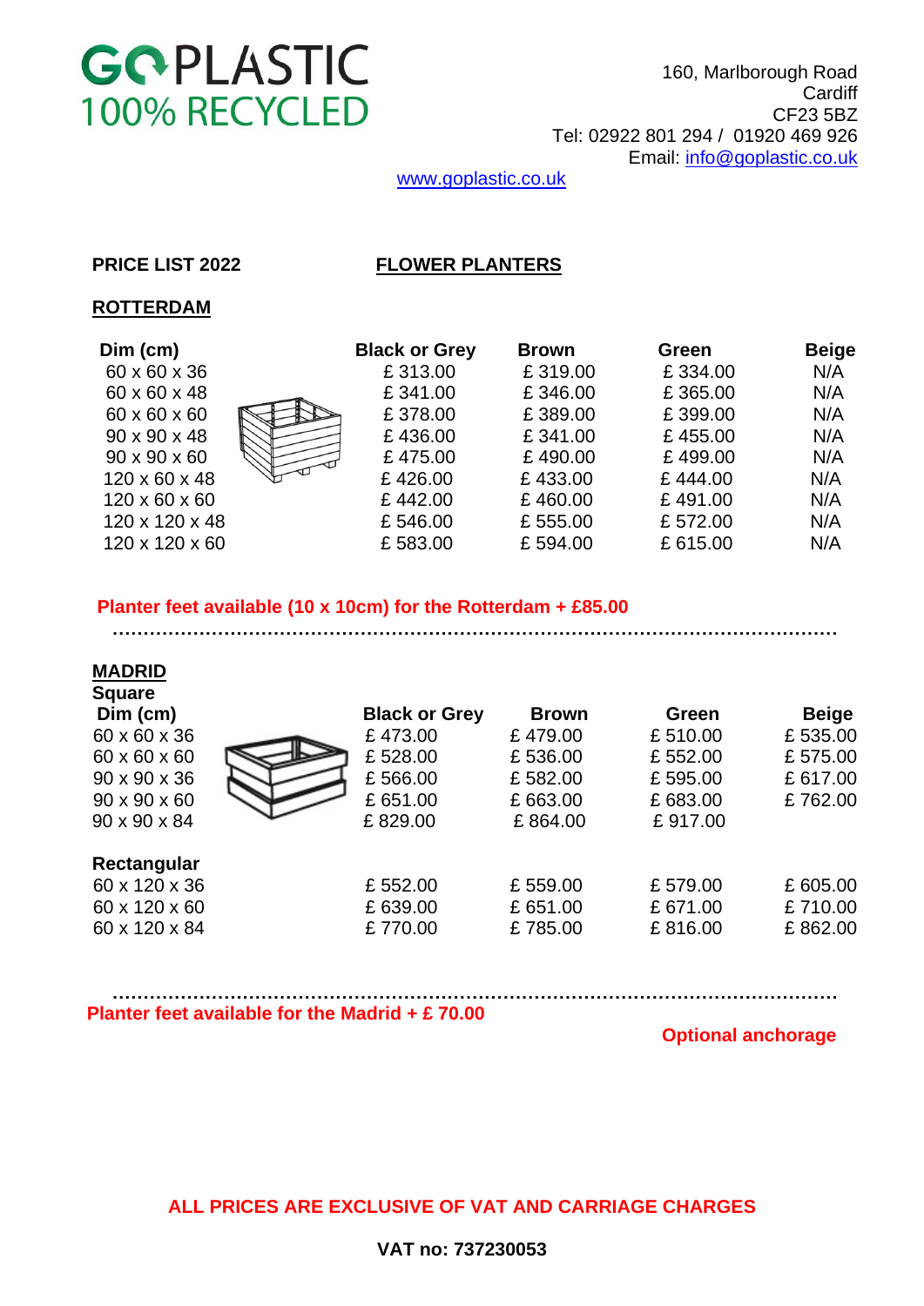# GOPLASTIC 100% RECYCLED

160, Marlborough Road
Cardiff
CF23 5BZ
Tel: 02922 801 294 / 01920 469 926
Email: info@goplastic.co.uk

www.goplastic.co.uk

**PRICE LIST 2022** **FLOWER PLANTERS**

## ROTTERDAM

| Dim (cm) | Black or Grey | Brown | Green | Beige |
|---|---|---|---|---|
| 60 x 60 x 36 | £ 313.00 | £ 319.00 | £ 334.00 | N/A |
| 60 x 60 x 48 | £ 341.00 | £ 346.00 | £ 365.00 | N/A |
| 60 x 60 x 60 | £ 378.00 | £ 389.00 | £ 399.00 | N/A |
| 90 x 90 x 48 | £ 436.00 | £ 341.00 | £ 455.00 | N/A |
| 90 x 90 x 60 | £ 475.00 | £ 490.00 | £ 499.00 | N/A |
| 120 x 60 x 48 | £ 426.00 | £ 433.00 | £ 444.00 | N/A |
| 120 x 60 x 60 | £ 442.00 | £ 460.00 | £ 491.00 | N/A |
| 120 x 120 x 48 | £ 546.00 | £ 555.00 | £ 572.00 | N/A |
| 120 x 120 x 60 | £ 583.00 | £ 594.00 | £ 615.00 | N/A |

**Planter feet available (10 x 10cm) for the Rotterdam + £85.00**

## MADRID

**Square**

| Dim (cm) | Black or Grey | Brown | Green | Beige |
|---|---|---|---|---|
| 60 x 60 x 36 | £ 473.00 | £ 479.00 | £ 510.00 | £ 535.00 |
| 60 x 60 x 60 | £ 528.00 | £ 536.00 | £ 552.00 | £ 575.00 |
| 90 x 90 x 36 | £ 566.00 | £ 582.00 | £ 595.00 | £ 617.00 |
| 90 x 90 x 60 | £ 651.00 | £ 663.00 | £ 683.00 | £ 762.00 |
| 90 x 90 x 84 | £ 829.00 | £ 864.00 | £ 917.00 | |
| **Rectangular** | | | | |
| 60 x 120 x 36 | £ 552.00 | £ 559.00 | £ 579.00 | £ 605.00 |
| 60 x 120 x 60 | £ 639.00 | £ 651.00 | £ 671.00 | £ 710.00 |
| 60 x 120 x 84 | £ 770.00 | £ 785.00 | £ 816.00 | £ 862.00 |

**Planter feet available for the Madrid + £ 70.00**

**Optional anchorage**

**ALL PRICES ARE EXCLUSIVE OF VAT AND CARRIAGE CHARGES**

**VAT no: 737230053**